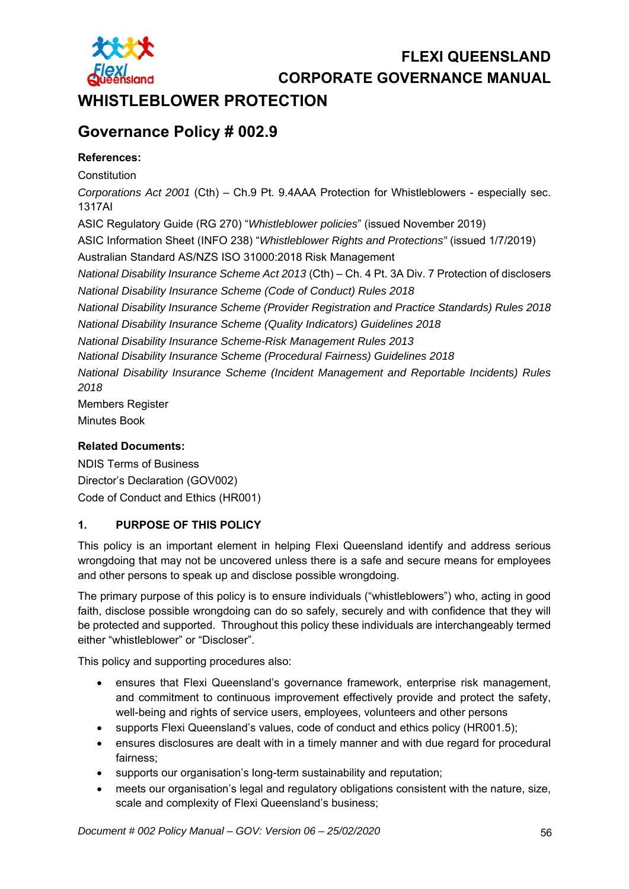# FLEXI QUEENSLAND CORPORATE GOVERNANCE MANUAL

# WHISTLEBLOWER PROTECTION

## Governance Policy # 002.9

**References:**

Constitution

*Corporations Act 2001* (Cth) – Ch.9 Pt. 9.4AAA Protection for Whistleblowers - especially sec. 1317AI

ASIC Regulatory Guide (RG 270) "*Whistleblower policies*" (issued November 2019)

ASIC Information Sheet (INFO 238) "*Whistleblower Rights and Protections"* (issued 1/7/2019)

Australian Standard AS/NZS ISO 31000:2018 Risk Management

*National Disability Insurance Scheme Act 2013* (Cth) – Ch. 4 Pt. 3A Div. 7 Protection of disclosers

*National Disability Insurance Scheme (Code of Conduct) Rules 2018*

*National Disability Insurance Scheme (Provider Registration and Practice Standards) Rules 2018*

*National Disability Insurance Scheme (Quality Indicators) Guidelines 2018*

*National Disability Insurance Scheme-Risk Management Rules 2013*

*National Disability Insurance Scheme (Procedural Fairness) Guidelines 2018*

*National Disability Insurance Scheme (Incident Management and Reportable Incidents) Rules 2018*

Members Register

Minutes Book

**Related Documents:**

NDIS Terms of Business

Director's Declaration (GOV002)

Code of Conduct and Ethics (HR001)

### 1. PURPOSE OF THIS POLICY

This policy is an important element in helping Flexi Queensland identify and address serious wrongdoing that may not be uncovered unless there is a safe and secure means for employees and other persons to speak up and disclose possible wrongdoing.

The primary purpose of this policy is to ensure individuals ("whistleblowers") who, acting in good faith, disclose possible wrongdoing can do so safely, securely and with confidence that they will be protected and supported. Throughout this policy these individuals are interchangeably termed either "whistleblower" or "Discloser".

This policy and supporting procedures also:

- ensures that Flexi Queensland's governance framework, enterprise risk management, and commitment to continuous improvement effectively provide and protect the safety, well-being and rights of service users, employees, volunteers and other persons
- supports Flexi Queensland's values, code of conduct and ethics policy (HR001.5);
- ensures disclosures are dealt with in a timely manner and with due regard for procedural fairness;
- supports our organisation's long-term sustainability and reputation;
- meets our organisation's legal and regulatory obligations consistent with the nature, size, scale and complexity of Flexi Queensland's business;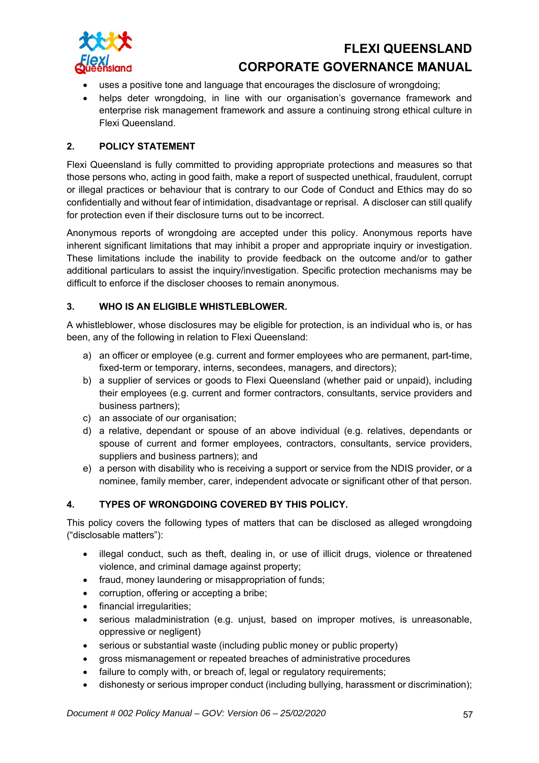- uses a positive tone and language that encourages the disclosure of wrongdoing;
- helps deter wrongdoing, in line with our organisation's governance framework and enterprise risk management framework and assure a continuing strong ethical culture in Flexi Queensland.

## 2. POLICY STATEMENT

Flexi Queensland is fully committed to providing appropriate protections and measures so that those persons who, acting in good faith, make a report of suspected unethical, fraudulent, corrupt or illegal practices or behaviour that is contrary to our Code of Conduct and Ethics may do so confidentially and without fear of intimidation, disadvantage or reprisal. A discloser can still qualify for protection even if their disclosure turns out to be incorrect.

Anonymous reports of wrongdoing are accepted under this policy. Anonymous reports have inherent significant limitations that may inhibit a proper and appropriate inquiry or investigation. These limitations include the inability to provide feedback on the outcome and/or to gather additional particulars to assist the inquiry/investigation. Specific protection mechanisms may be difficult to enforce if the discloser chooses to remain anonymous.

## 3. WHO IS AN ELIGIBLE WHISTLEBLOWER.

A whistleblower, whose disclosures may be eligible for protection, is an individual who is, or has been, any of the following in relation to Flexi Queensland:

a) an officer or employee (e.g. current and former employees who are permanent, part-time, fixed-term or temporary, interns, secondees, managers, and directors);
b) a supplier of services or goods to Flexi Queensland (whether paid or unpaid), including their employees (e.g. current and former contractors, consultants, service providers and business partners);
c) an associate of our organisation;
d) a relative, dependant or spouse of an above individual (e.g. relatives, dependants or spouse of current and former employees, contractors, consultants, service providers, suppliers and business partners); and
e) a person with disability who is receiving a support or service from the NDIS provider, or a nominee, family member, carer, independent advocate or significant other of that person.

## 4. TYPES OF WRONGDOING COVERED BY THIS POLICY.

This policy covers the following types of matters that can be disclosed as alleged wrongdoing ("disclosable matters"):

- illegal conduct, such as theft, dealing in, or use of illicit drugs, violence or threatened violence, and criminal damage against property;
- fraud, money laundering or misappropriation of funds;
- corruption, offering or accepting a bribe;
- financial irregularities;
- serious maladministration (e.g. unjust, based on improper motives, is unreasonable, oppressive or negligent)
- serious or substantial waste (including public money or public property)
- gross mismanagement or repeated breaches of administrative procedures
- failure to comply with, or breach of, legal or regulatory requirements;
- dishonesty or serious improper conduct (including bullying, harassment or discrimination);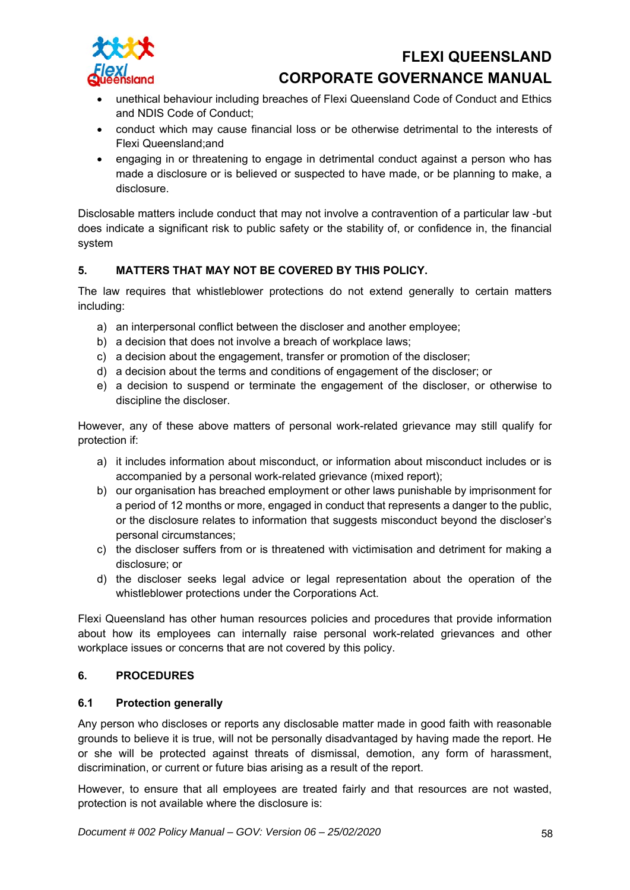- unethical behaviour including breaches of Flexi Queensland Code of Conduct and Ethics and NDIS Code of Conduct;
- conduct which may cause financial loss or be otherwise detrimental to the interests of Flexi Queensland;and
- engaging in or threatening to engage in detrimental conduct against a person who has made a disclosure or is believed or suspected to have made, or be planning to make, a disclosure.

Disclosable matters include conduct that may not involve a contravention of a particular law -but does indicate a significant risk to public safety or the stability of, or confidence in, the financial system

## 5. MATTERS THAT MAY NOT BE COVERED BY THIS POLICY.

The law requires that whistleblower protections do not extend generally to certain matters including:

a) an interpersonal conflict between the discloser and another employee;
b) a decision that does not involve a breach of workplace laws;
c) a decision about the engagement, transfer or promotion of the discloser;
d) a decision about the terms and conditions of engagement of the discloser; or
e) a decision to suspend or terminate the engagement of the discloser, or otherwise to discipline the discloser.

However, any of these above matters of personal work-related grievance may still qualify for protection if:

a) it includes information about misconduct, or information about misconduct includes or is accompanied by a personal work-related grievance (mixed report);
b) our organisation has breached employment or other laws punishable by imprisonment for a period of 12 months or more, engaged in conduct that represents a danger to the public, or the disclosure relates to information that suggests misconduct beyond the discloser's personal circumstances;
c) the discloser suffers from or is threatened with victimisation and detriment for making a disclosure; or
d) the discloser seeks legal advice or legal representation about the operation of the whistleblower protections under the Corporations Act.

Flexi Queensland has other human resources policies and procedures that provide information about how its employees can internally raise personal work-related grievances and other workplace issues or concerns that are not covered by this policy.

## 6. PROCEDURES

### 6.1 Protection generally

Any person who discloses or reports any disclosable matter made in good faith with reasonable grounds to believe it is true, will not be personally disadvantaged by having made the report. He or she will be protected against threats of dismissal, demotion, any form of harassment, discrimination, or current or future bias arising as a result of the report.

However, to ensure that all employees are treated fairly and that resources are not wasted, protection is not available where the disclosure is: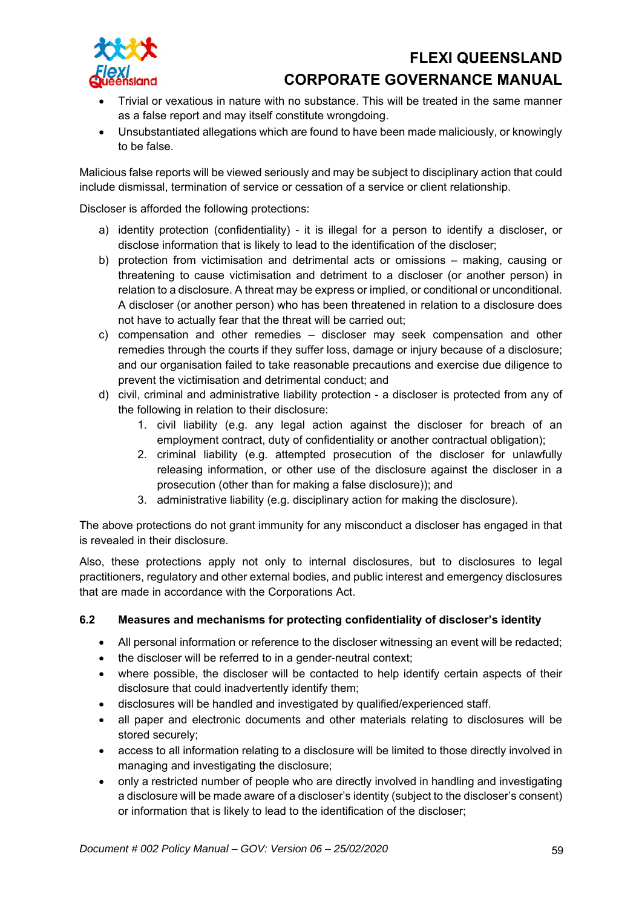- Trivial or vexatious in nature with no substance. This will be treated in the same manner as a false report and may itself constitute wrongdoing.
- Unsubstantiated allegations which are found to have been made maliciously, or knowingly to be false.

Malicious false reports will be viewed seriously and may be subject to disciplinary action that could include dismissal, termination of service or cessation of a service or client relationship.

Discloser is afforded the following protections:

a) identity protection (confidentiality) - it is illegal for a person to identify a discloser, or disclose information that is likely to lead to the identification of the discloser;
b) protection from victimisation and detrimental acts or omissions – making, causing or threatening to cause victimisation and detriment to a discloser (or another person) in relation to a disclosure. A threat may be express or implied, or conditional or unconditional. A discloser (or another person) who has been threatened in relation to a disclosure does not have to actually fear that the threat will be carried out;
c) compensation and other remedies – discloser may seek compensation and other remedies through the courts if they suffer loss, damage or injury because of a disclosure; and our organisation failed to take reasonable precautions and exercise due diligence to prevent the victimisation and detrimental conduct; and
d) civil, criminal and administrative liability protection - a discloser is protected from any of the following in relation to their disclosure:
    1. civil liability (e.g. any legal action against the discloser for breach of an employment contract, duty of confidentiality or another contractual obligation);
    2. criminal liability (e.g. attempted prosecution of the discloser for unlawfully releasing information, or other use of the disclosure against the discloser in a prosecution (other than for making a false disclosure)); and
    3. administrative liability (e.g. disciplinary action for making the disclosure).

The above protections do not grant immunity for any misconduct a discloser has engaged in that is revealed in their disclosure.

Also, these protections apply not only to internal disclosures, but to disclosures to legal practitioners, regulatory and other external bodies, and public interest and emergency disclosures that are made in accordance with the Corporations Act.

### 6.2 Measures and mechanisms for protecting confidentiality of discloser's identity

- All personal information or reference to the discloser witnessing an event will be redacted;
- the discloser will be referred to in a gender-neutral context;
- where possible, the discloser will be contacted to help identify certain aspects of their disclosure that could inadvertently identify them;
- disclosures will be handled and investigated by qualified/experienced staff.
- all paper and electronic documents and other materials relating to disclosures will be stored securely;
- access to all information relating to a disclosure will be limited to those directly involved in managing and investigating the disclosure;
- only a restricted number of people who are directly involved in handling and investigating a disclosure will be made aware of a discloser's identity (subject to the discloser's consent) or information that is likely to lead to the identification of the discloser;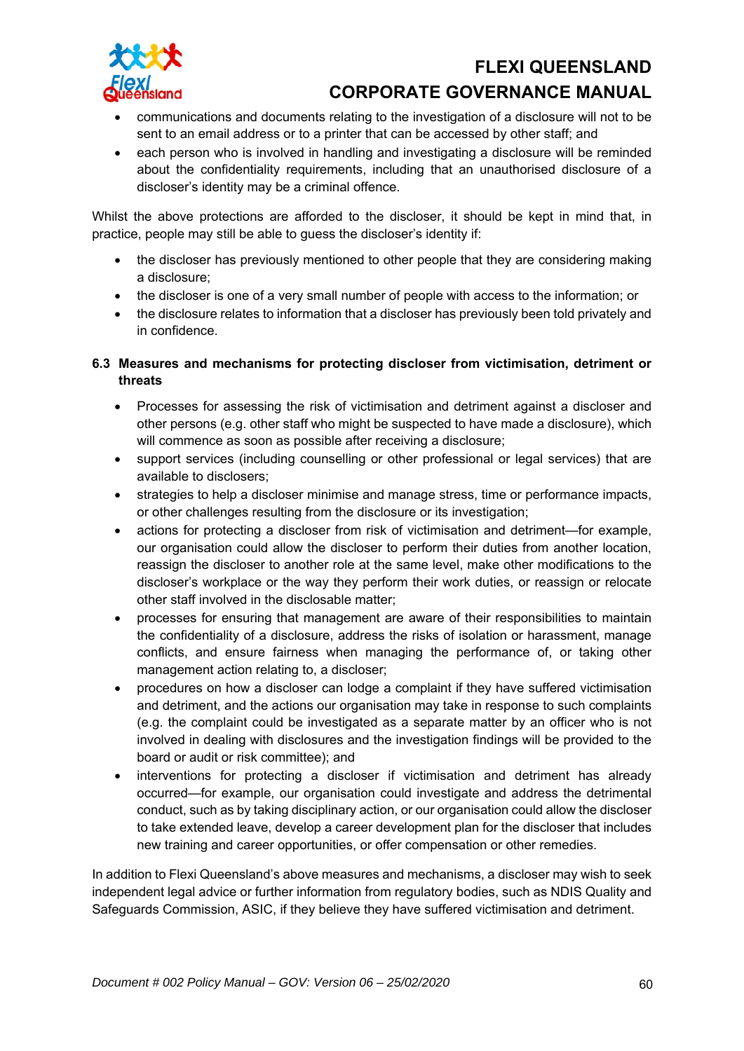- communications and documents relating to the investigation of a disclosure will not to be sent to an email address or to a printer that can be accessed by other staff; and
- each person who is involved in handling and investigating a disclosure will be reminded about the confidentiality requirements, including that an unauthorised disclosure of a discloser's identity may be a criminal offence.

Whilst the above protections are afforded to the discloser, it should be kept in mind that, in practice, people may still be able to guess the discloser's identity if:

- the discloser has previously mentioned to other people that they are considering making a disclosure;
- the discloser is one of a very small number of people with access to the information; or
- the disclosure relates to information that a discloser has previously been told privately and in confidence.

### 6.3 Measures and mechanisms for protecting discloser from victimisation, detriment or threats

- Processes for assessing the risk of victimisation and detriment against a discloser and other persons (e.g. other staff who might be suspected to have made a disclosure), which will commence as soon as possible after receiving a disclosure;
- support services (including counselling or other professional or legal services) that are available to disclosers;
- strategies to help a discloser minimise and manage stress, time or performance impacts, or other challenges resulting from the disclosure or its investigation;
- actions for protecting a discloser from risk of victimisation and detriment—for example, our organisation could allow the discloser to perform their duties from another location, reassign the discloser to another role at the same level, make other modifications to the discloser's workplace or the way they perform their work duties, or reassign or relocate other staff involved in the disclosable matter;
- processes for ensuring that management are aware of their responsibilities to maintain the confidentiality of a disclosure, address the risks of isolation or harassment, manage conflicts, and ensure fairness when managing the performance of, or taking other management action relating to, a discloser;
- procedures on how a discloser can lodge a complaint if they have suffered victimisation and detriment, and the actions our organisation may take in response to such complaints (e.g. the complaint could be investigated as a separate matter by an officer who is not involved in dealing with disclosures and the investigation findings will be provided to the board or audit or risk committee); and
- interventions for protecting a discloser if victimisation and detriment has already occurred—for example, our organisation could investigate and address the detrimental conduct, such as by taking disciplinary action, or our organisation could allow the discloser to take extended leave, develop a career development plan for the discloser that includes new training and career opportunities, or offer compensation or other remedies.

In addition to Flexi Queensland's above measures and mechanisms, a discloser may wish to seek independent legal advice or further information from regulatory bodies, such as NDIS Quality and Safeguards Commission, ASIC, if they believe they have suffered victimisation and detriment.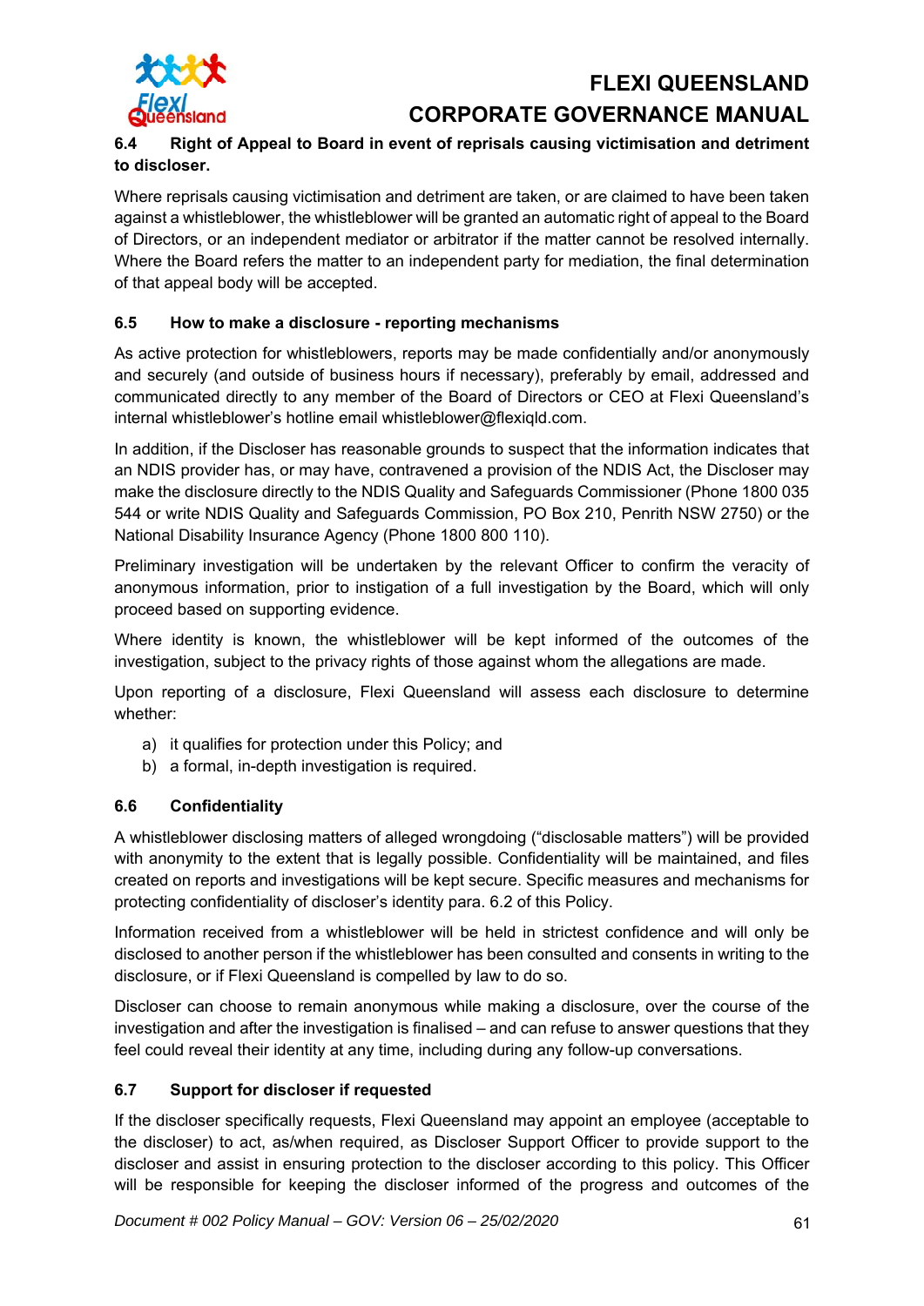### 6.4 Right of Appeal to Board in event of reprisals causing victimisation and detriment to discloser.

Where reprisals causing victimisation and detriment are taken, or are claimed to have been taken against a whistleblower, the whistleblower will be granted an automatic right of appeal to the Board of Directors, or an independent mediator or arbitrator if the matter cannot be resolved internally. Where the Board refers the matter to an independent party for mediation, the final determination of that appeal body will be accepted.

### 6.5 How to make a disclosure - reporting mechanisms

As active protection for whistleblowers, reports may be made confidentially and/or anonymously and securely (and outside of business hours if necessary), preferably by email, addressed and communicated directly to any member of the Board of Directors or CEO at Flexi Queensland's internal whistleblower's hotline email whistleblower@flexiqld.com.

In addition, if the Discloser has reasonable grounds to suspect that the information indicates that an NDIS provider has, or may have, contravened a provision of the NDIS Act, the Discloser may make the disclosure directly to the NDIS Quality and Safeguards Commissioner (Phone 1800 035 544 or write NDIS Quality and Safeguards Commission, PO Box 210, Penrith NSW 2750) or the National Disability Insurance Agency (Phone 1800 800 110).

Preliminary investigation will be undertaken by the relevant Officer to confirm the veracity of anonymous information, prior to instigation of a full investigation by the Board, which will only proceed based on supporting evidence.

Where identity is known, the whistleblower will be kept informed of the outcomes of the investigation, subject to the privacy rights of those against whom the allegations are made.

Upon reporting of a disclosure, Flexi Queensland will assess each disclosure to determine whether:

a) it qualifies for protection under this Policy; and
b) a formal, in-depth investigation is required.

### 6.6 Confidentiality

A whistleblower disclosing matters of alleged wrongdoing ("disclosable matters") will be provided with anonymity to the extent that is legally possible. Confidentiality will be maintained, and files created on reports and investigations will be kept secure. Specific measures and mechanisms for protecting confidentiality of discloser's identity para. 6.2 of this Policy.

Information received from a whistleblower will be held in strictest confidence and will only be disclosed to another person if the whistleblower has been consulted and consents in writing to the disclosure, or if Flexi Queensland is compelled by law to do so.

Discloser can choose to remain anonymous while making a disclosure, over the course of the investigation and after the investigation is finalised – and can refuse to answer questions that they feel could reveal their identity at any time, including during any follow-up conversations.

### 6.7 Support for discloser if requested

If the discloser specifically requests, Flexi Queensland may appoint an employee (acceptable to the discloser) to act, as/when required, as Discloser Support Officer to provide support to the discloser and assist in ensuring protection to the discloser according to this policy. This Officer will be responsible for keeping the discloser informed of the progress and outcomes of the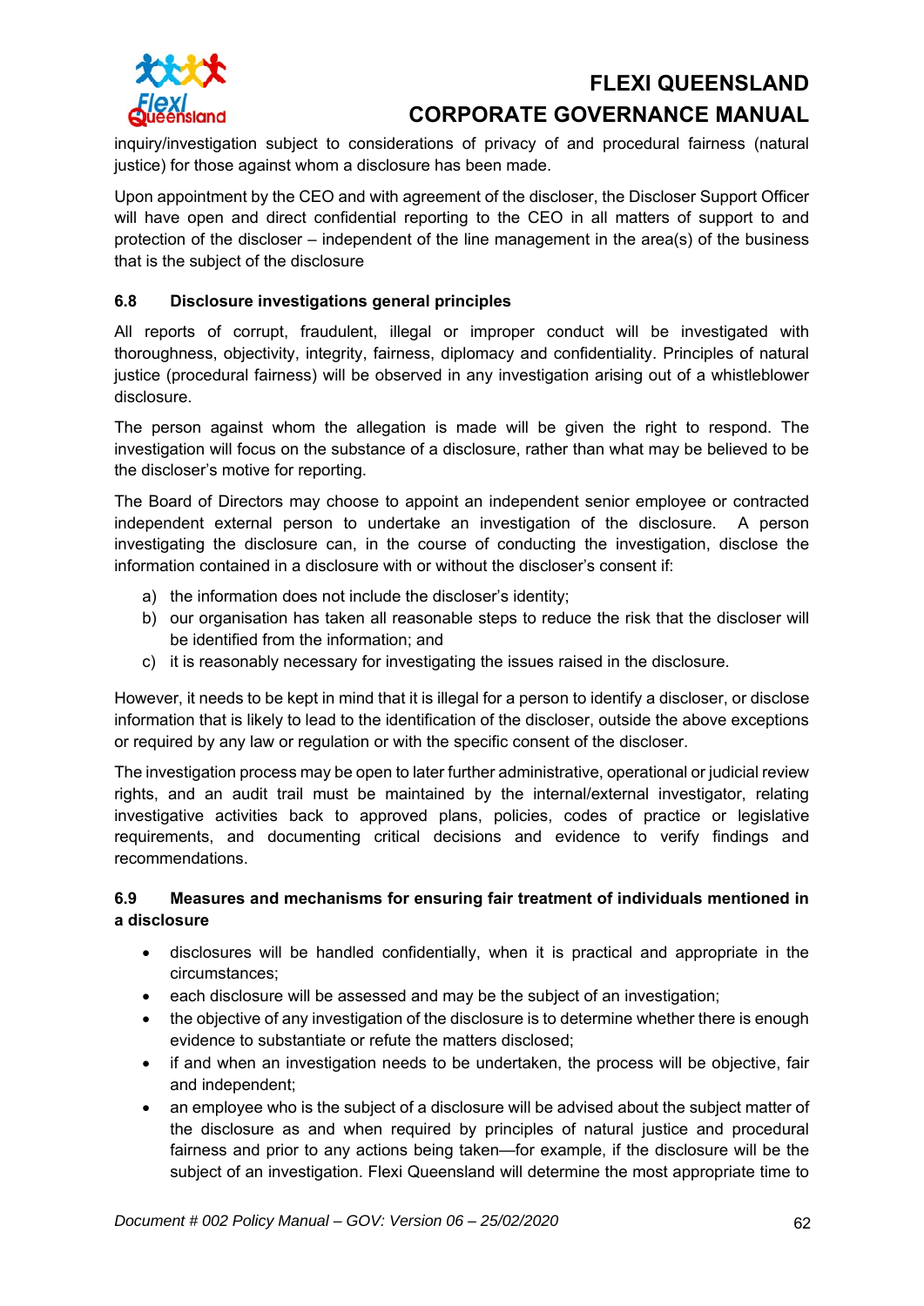inquiry/investigation subject to considerations of privacy of and procedural fairness (natural justice) for those against whom a disclosure has been made.

Upon appointment by the CEO and with agreement of the discloser, the Discloser Support Officer will have open and direct confidential reporting to the CEO in all matters of support to and protection of the discloser – independent of the line management in the area(s) of the business that is the subject of the disclosure

### 6.8 Disclosure investigations general principles

All reports of corrupt, fraudulent, illegal or improper conduct will be investigated with thoroughness, objectivity, integrity, fairness, diplomacy and confidentiality. Principles of natural justice (procedural fairness) will be observed in any investigation arising out of a whistleblower disclosure.

The person against whom the allegation is made will be given the right to respond. The investigation will focus on the substance of a disclosure, rather than what may be believed to be the discloser's motive for reporting.

The Board of Directors may choose to appoint an independent senior employee or contracted independent external person to undertake an investigation of the disclosure. A person investigating the disclosure can, in the course of conducting the investigation, disclose the information contained in a disclosure with or without the discloser's consent if:

a) the information does not include the discloser's identity;
b) our organisation has taken all reasonable steps to reduce the risk that the discloser will be identified from the information; and
c) it is reasonably necessary for investigating the issues raised in the disclosure.

However, it needs to be kept in mind that it is illegal for a person to identify a discloser, or disclose information that is likely to lead to the identification of the discloser, outside the above exceptions or required by any law or regulation or with the specific consent of the discloser.

The investigation process may be open to later further administrative, operational or judicial review rights, and an audit trail must be maintained by the internal/external investigator, relating investigative activities back to approved plans, policies, codes of practice or legislative requirements, and documenting critical decisions and evidence to verify findings and recommendations.

### 6.9 Measures and mechanisms for ensuring fair treatment of individuals mentioned in a disclosure

- disclosures will be handled confidentially, when it is practical and appropriate in the circumstances;
- each disclosure will be assessed and may be the subject of an investigation;
- the objective of any investigation of the disclosure is to determine whether there is enough evidence to substantiate or refute the matters disclosed;
- if and when an investigation needs to be undertaken, the process will be objective, fair and independent;
- an employee who is the subject of a disclosure will be advised about the subject matter of the disclosure as and when required by principles of natural justice and procedural fairness and prior to any actions being taken—for example, if the disclosure will be the subject of an investigation. Flexi Queensland will determine the most appropriate time to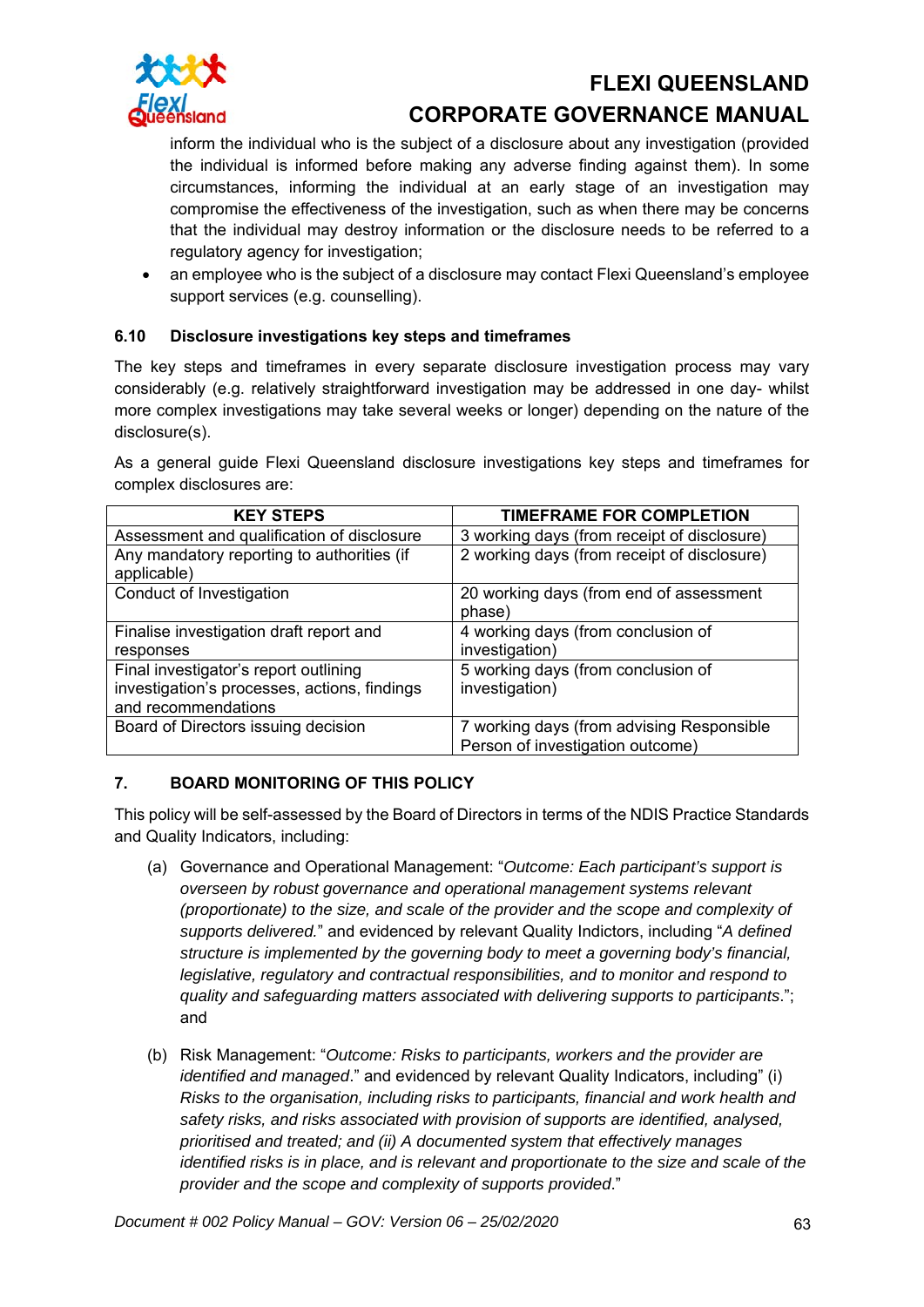inform the individual who is the subject of a disclosure about any investigation (provided the individual is informed before making any adverse finding against them). In some circumstances, informing the individual at an early stage of an investigation may compromise the effectiveness of the investigation, such as when there may be concerns that the individual may destroy information or the disclosure needs to be referred to a regulatory agency for investigation;

- an employee who is the subject of a disclosure may contact Flexi Queensland's employee support services (e.g. counselling).

### 6.10 Disclosure investigations key steps and timeframes

The key steps and timeframes in every separate disclosure investigation process may vary considerably (e.g. relatively straightforward investigation may be addressed in one day- whilst more complex investigations may take several weeks or longer) depending on the nature of the disclosure(s).

As a general guide Flexi Queensland disclosure investigations key steps and timeframes for complex disclosures are:

| KEY STEPS | TIMEFRAME FOR COMPLETION |
|---|---|
| Assessment and qualification of disclosure | 3 working days (from receipt of disclosure) |
| Any mandatory reporting to authorities (if applicable) | 2 working days (from receipt of disclosure) |
| Conduct of Investigation | 20 working days (from end of assessment phase) |
| Finalise investigation draft report and responses | 4 working days (from conclusion of investigation) |
| Final investigator's report outlining investigation's processes, actions, findings and recommendations | 5 working days (from conclusion of investigation) |
| Board of Directors issuing decision | 7 working days (from advising Responsible Person of investigation outcome) |

## 7. BOARD MONITORING OF THIS POLICY

This policy will be self-assessed by the Board of Directors in terms of the NDIS Practice Standards and Quality Indicators, including:

(a) Governance and Operational Management: "*Outcome: Each participant's support is overseen by robust governance and operational management systems relevant (proportionate) to the size, and scale of the provider and the scope and complexity of supports delivered.*" and evidenced by relevant Quality Indictors, including "*A defined structure is implemented by the governing body to meet a governing body's financial, legislative, regulatory and contractual responsibilities, and to monitor and respond to quality and safeguarding matters associated with delivering supports to participants*."; and

(b) Risk Management: "*Outcome: Risks to participants, workers and the provider are identified and managed*." and evidenced by relevant Quality Indicators, including" (i) *Risks to the organisation, including risks to participants, financial and work health and safety risks, and risks associated with provision of supports are identified, analysed, prioritised and treated; and (ii) A documented system that effectively manages identified risks is in place, and is relevant and proportionate to the size and scale of the provider and the scope and complexity of supports provided*."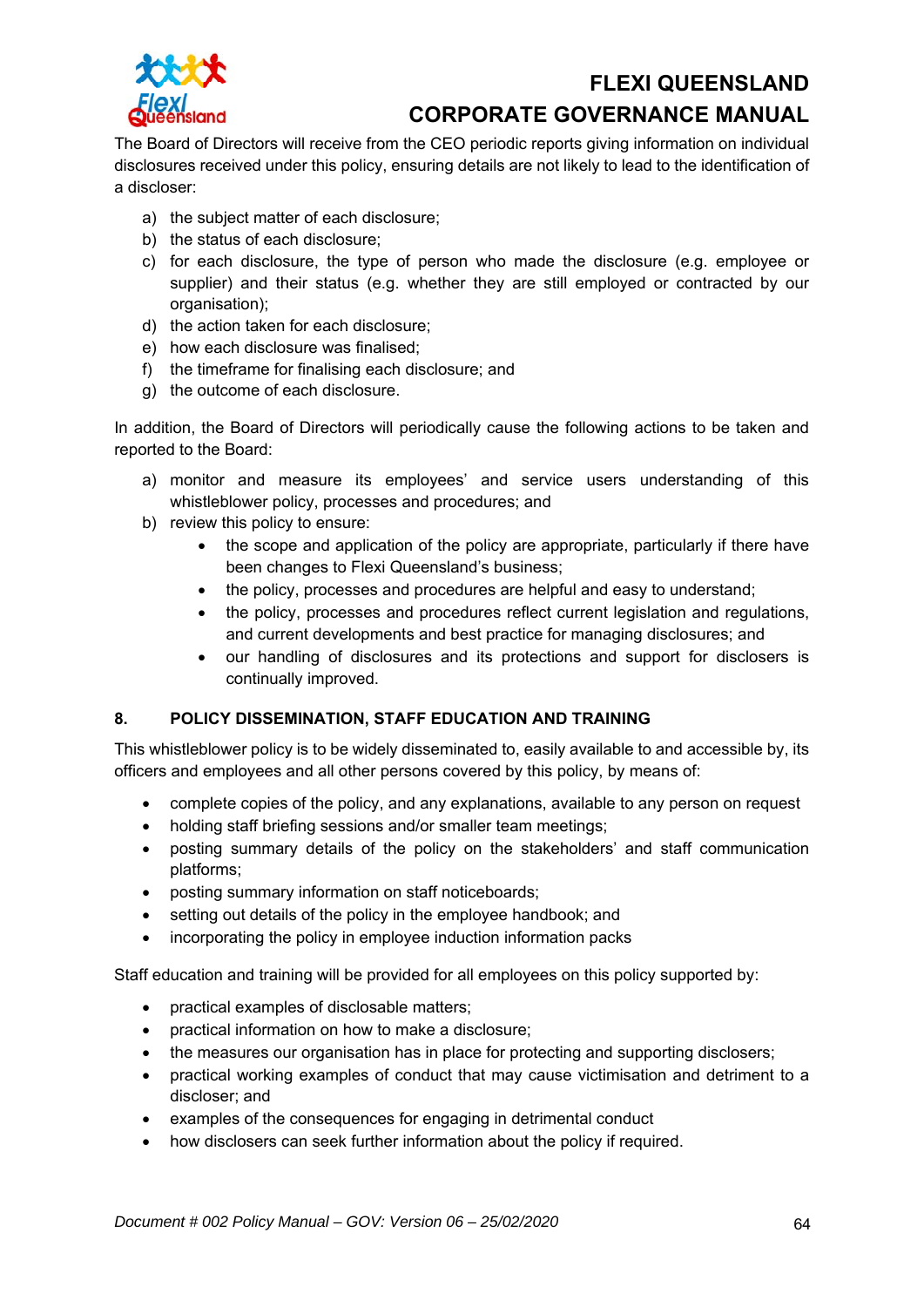The Board of Directors will receive from the CEO periodic reports giving information on individual disclosures received under this policy, ensuring details are not likely to lead to the identification of a discloser:

a) the subject matter of each disclosure;
b) the status of each disclosure;
c) for each disclosure, the type of person who made the disclosure (e.g. employee or supplier) and their status (e.g. whether they are still employed or contracted by our organisation);
d) the action taken for each disclosure;
e) how each disclosure was finalised;
f) the timeframe for finalising each disclosure; and
g) the outcome of each disclosure.

In addition, the Board of Directors will periodically cause the following actions to be taken and reported to the Board:

a) monitor and measure its employees' and service users understanding of this whistleblower policy, processes and procedures; and
b) review this policy to ensure:
    - the scope and application of the policy are appropriate, particularly if there have been changes to Flexi Queensland's business;
    - the policy, processes and procedures are helpful and easy to understand;
    - the policy, processes and procedures reflect current legislation and regulations, and current developments and best practice for managing disclosures; and
    - our handling of disclosures and its protections and support for disclosers is continually improved.

## 8. POLICY DISSEMINATION, STAFF EDUCATION AND TRAINING

This whistleblower policy is to be widely disseminated to, easily available to and accessible by, its officers and employees and all other persons covered by this policy, by means of:

- complete copies of the policy, and any explanations, available to any person on request
- holding staff briefing sessions and/or smaller team meetings;
- posting summary details of the policy on the stakeholders' and staff communication platforms;
- posting summary information on staff noticeboards;
- setting out details of the policy in the employee handbook; and
- incorporating the policy in employee induction information packs

Staff education and training will be provided for all employees on this policy supported by:

- practical examples of disclosable matters;
- practical information on how to make a disclosure;
- the measures our organisation has in place for protecting and supporting disclosers;
- practical working examples of conduct that may cause victimisation and detriment to a discloser; and
- examples of the consequences for engaging in detrimental conduct
- how disclosers can seek further information about the policy if required.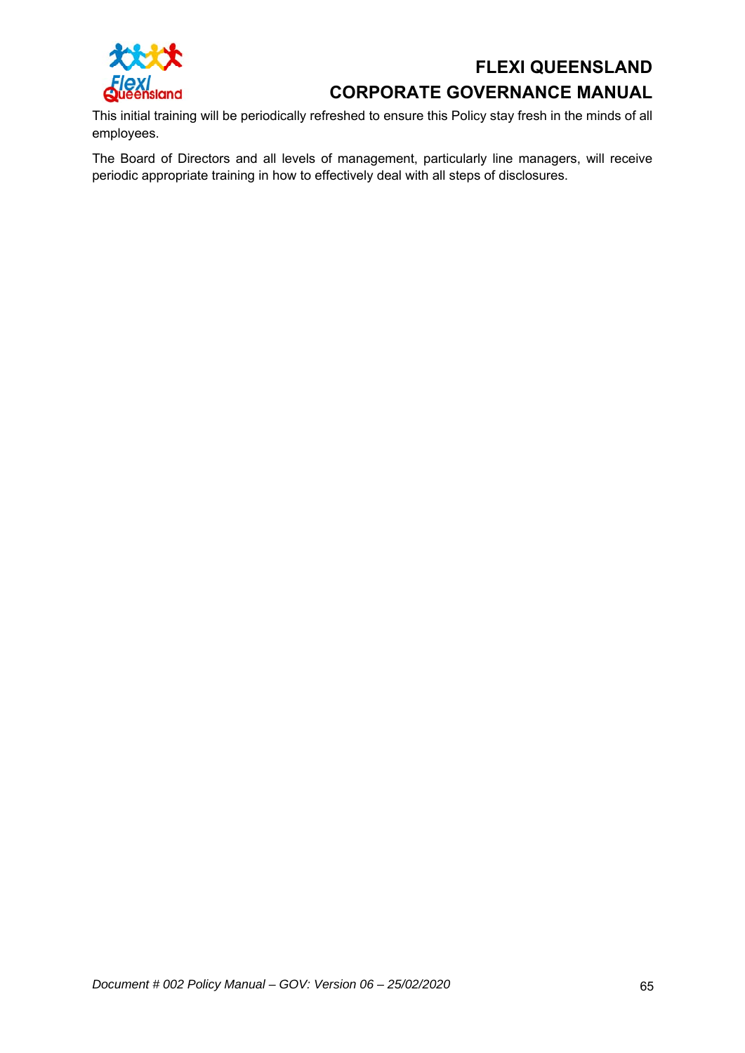This initial training will be periodically refreshed to ensure this Policy stay fresh in the minds of all employees.

The Board of Directors and all levels of management, particularly line managers, will receive periodic appropriate training in how to effectively deal with all steps of disclosures.